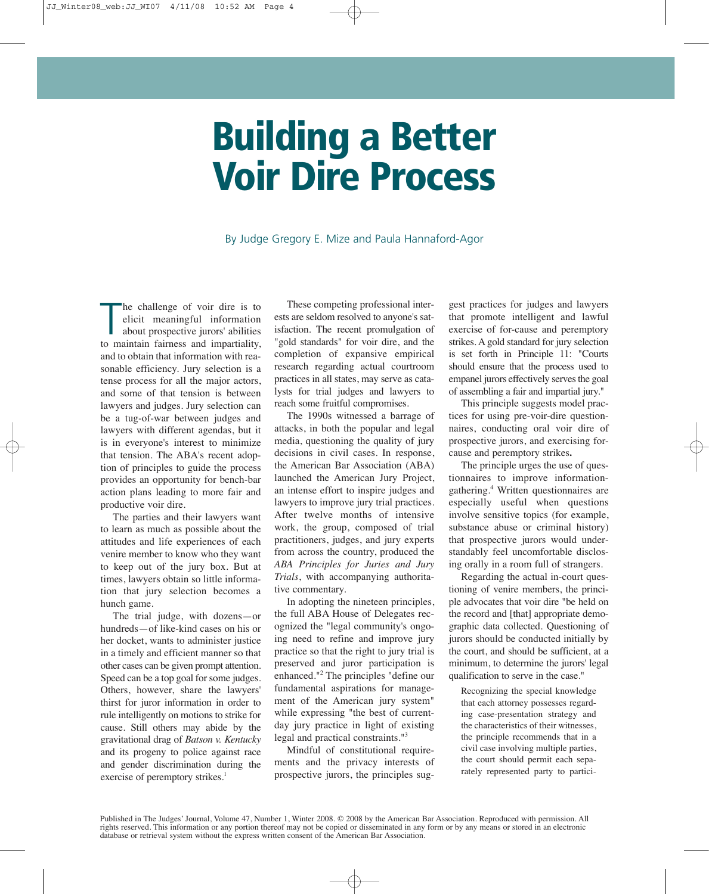# Building a Better Voir Dire Process

By Judge Gregory E. Mize and Paula Hannaford-Agor

The challenge of voir dire is to elicit meaningful information about prospective jurors' abilities to maintain fairness and impartiality, and to obtain that information with reasonable efficiency. Jury selection is a tense process for all the major actors, and some of that tension is between lawyers and judges. Jury selection can be a tug-of-war between judges and lawyers with different agendas, but it is in everyone's interest to minimize that tension. The ABA's recent adoption of principles to guide the process provides an opportunity for bench-bar action plans leading to more fair and productive voir dire.

The parties and their lawyers want to learn as much as possible about the attitudes and life experiences of each venire member to know who they want to keep out of the jury box. But at times, lawyers obtain so little information that jury selection becomes a hunch game.

The trial judge, with dozens—or hundreds—of like-kind cases on his or her docket, wants to administer justice in a timely and efficient manner so that other cases can be given prompt attention. Speed can be a top goal for some judges. Others, however, share the lawyers' thirst for juror information in order to rule intelligently on motions to strike for cause. Still others may abide by the gravitational drag of *Batson v. Kentucky* and its progeny to police against race and gender discrimination during the exercise of peremptory strikes.[1]

These competing professional interests are seldom resolved to anyone's satisfaction. The recent promulgation of "gold standards" for voir dire, and the completion of expansive empirical research regarding actual courtroom practices in all states, may serve as catalysts for trial judges and lawyers to reach some fruitful compromises.

The 1990s witnessed a barrage of attacks, in both the popular and legal media, questioning the quality of jury decisions in civil cases. In response, the American Bar Association (ABA) launched the American Jury Project, an intense effort to inspire judges and lawyers to improve jury trial practices. After twelve months of intensive work, the group, composed of trial practitioners, judges, and jury experts from across the country, produced the *ABA Principles for Juries and Jury Trials*, with accompanying authoritative commentary.

In adopting the nineteen principles, the full ABA House of Delegates recognized the "legal community's ongoing need to refine and improve jury practice so that the right to jury trial is preserved and juror participation is enhanced."[2] The principles "define our fundamental aspirations for management of the American jury system" while expressing "the best of current-day jury practice in light of existing legal and practical constraints."[3]

Mindful of constitutional requirements and the privacy interests of prospective jurors, the principles suggest best practices for judges and lawyers that promote intelligent and lawful exercise of for-cause and peremptory strikes. A gold standard for jury selection is set forth in Principle 11: "Courts should ensure that the process used to empanel jurors effectively serves the goal of assembling a fair and impartial jury."

This principle suggests model practices for using pre-voir-dire questionnaires, conducting oral voir dire of prospective jurors, and exercising for-cause and peremptory strikes**.**

The principle urges the use of questionnaires to improve information-gathering.[4] Written questionnaires are especially useful when questions involve sensitive topics (for example, substance abuse or criminal history) that prospective jurors would understandably feel uncomfortable disclosing orally in a room full of strangers.

Regarding the actual in-court questioning of venire members, the principle advocates that voir dire "be held on the record and [that] appropriate demographic data collected. Questioning of jurors should be conducted initially by the court, and should be sufficient, at a minimum, to determine the jurors' legal qualification to serve in the case."

> Recognizing the special knowledge that each attorney possesses regarding case-presentation strategy and the characteristics of their witnesses, the principle recommends that in a civil case involving multiple parties, the court should permit each separately represented party to partici-

Published in The Judges' Journal, Volume 47, Number 1, Winter 2008. © 2008 by the American Bar Association. Reproduced with permission. All rights reserved. This information or any portion thereof may not be copied or disseminated in any form or by any means or stored in an electronic database or retrieval system without the express written consent of the American Bar Association.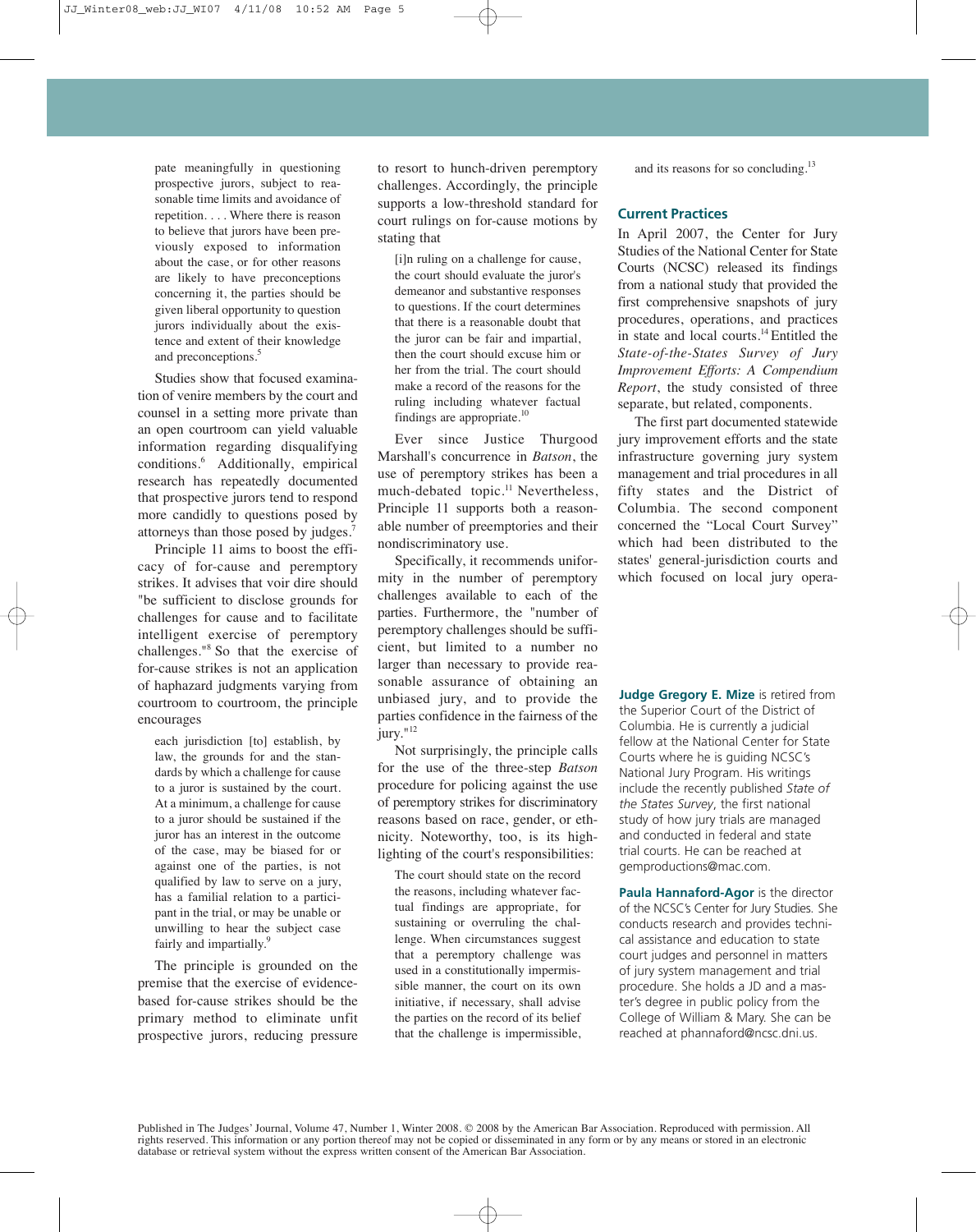> pate meaningfully in questioning prospective jurors, subject to reasonable time limits and avoidance of repetition. . . . Where there is reason to believe that jurors have been previously exposed to information about the case, or for other reasons are likely to have preconceptions concerning it, the parties should be given liberal opportunity to question jurors individually about the existence and extent of their knowledge and preconceptions.[5]

Studies show that focused examination of venire members by the court and counsel in a setting more private than an open courtroom can yield valuable information regarding disqualifying conditions.[6] Additionally, empirical research has repeatedly documented that prospective jurors tend to respond more candidly to questions posed by attorneys than those posed by judges.[7]

Principle 11 aims to boost the efficacy of for-cause and peremptory strikes. It advises that voir dire should "be sufficient to disclose grounds for challenges for cause and to facilitate intelligent exercise of peremptory challenges."[8] So that the exercise of for-cause strikes is not an application of haphazard judgments varying from courtroom to courtroom, the principle encourages

> each jurisdiction [to] establish, by law, the grounds for and the standards by which a challenge for cause to a juror is sustained by the court. At a minimum, a challenge for cause to a juror should be sustained if the juror has an interest in the outcome of the case, may be biased for or against one of the parties, is not qualified by law to serve on a jury, has a familial relation to a participant in the trial, or may be unable or unwilling to hear the subject case fairly and impartially.[9]

The principle is grounded on the premise that the exercise of evidence-based for-cause strikes should be the primary method to eliminate unfit prospective jurors, reducing pressure to resort to hunch-driven peremptory challenges. Accordingly, the principle supports a low-threshold standard for court rulings on for-cause motions by stating that

> [i]n ruling on a challenge for cause, the court should evaluate the juror's demeanor and substantive responses to questions. If the court determines that there is a reasonable doubt that the juror can be fair and impartial, then the court should excuse him or her from the trial. The court should make a record of the reasons for the ruling including whatever factual findings are appropriate.[10]

Ever since Justice Thurgood Marshall's concurrence in *Batson*, the use of peremptory strikes has been a much-debated topic.[11] Nevertheless, Principle 11 supports both a reasonable number of preemptories and their nondiscriminatory use.

Specifically, it recommends uniformity in the number of peremptory challenges available to each of the parties. Furthermore, the "number of peremptory challenges should be sufficient, but limited to a number no larger than necessary to provide reasonable assurance of obtaining an unbiased jury, and to provide the parties confidence in the fairness of the jury."[12]

Not surprisingly, the principle calls for the use of the three-step *Batson* procedure for policing against the use of peremptory strikes for discriminatory reasons based on race, gender, or ethnicity. Noteworthy, too, is its highlighting of the court's responsibilities:

> The court should state on the record the reasons, including whatever factual findings are appropriate, for sustaining or overruling the challenge. When circumstances suggest that a peremptory challenge was used in a constitutionally impermissible manner, the court on its own initiative, if necessary, shall advise the parties on the record of its belief that the challenge is impermissible, and its reasons for so concluding.[13]

## Current Practices

In April 2007, the Center for Jury Studies of the National Center for State Courts (NCSC) released its findings from a national study that provided the first comprehensive snapshots of jury procedures, operations, and practices in state and local courts.[14] Entitled the *State-of-the-States Survey of Jury Improvement Efforts: A Compendium Report*, the study consisted of three separate, but related, components.

The first part documented statewide jury improvement efforts and the state infrastructure governing jury system management and trial procedures in all fifty states and the District of Columbia. The second component concerned the "Local Court Survey" which had been distributed to the states' general-jurisdiction courts and which focused on local jury opera-

**Judge Gregory E. Mize** is retired from the Superior Court of the District of Columbia. He is currently a judicial fellow at the National Center for State Courts where he is guiding NCSC's National Jury Program. His writings include the recently published *State of the States Survey*, the first national study of how jury trials are managed and conducted in federal and state trial courts. He can be reached at gemproductions@mac.com.

**Paula Hannaford-Agor** is the director of the NCSC's Center for Jury Studies. She conducts research and provides technical assistance and education to state court judges and personnel in matters of jury system management and trial procedure. She holds a JD and a master's degree in public policy from the College of William & Mary. She can be reached at phannaford@ncsc.dni.us.

Published in The Judges' Journal, Volume 47, Number 1, Winter 2008. © 2008 by the American Bar Association. Reproduced with permission. All rights reserved. This information or any portion thereof may not be copied or disseminated in any form or by any means or stored in an electronic database or retrieval system without the express written consent of the American Bar Association.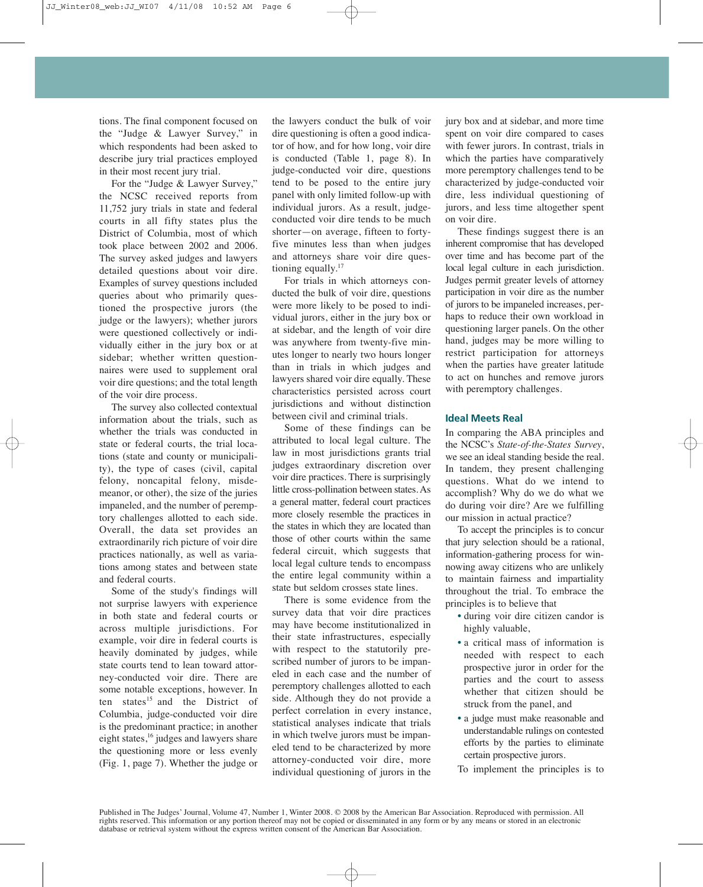tions. The final component focused on the "Judge & Lawyer Survey," in which respondents had been asked to describe jury trial practices employed in their most recent jury trial.

For the "Judge & Lawyer Survey," the NCSC received reports from 11,752 jury trials in state and federal courts in all fifty states plus the District of Columbia, most of which took place between 2002 and 2006. The survey asked judges and lawyers detailed questions about voir dire. Examples of survey questions included queries about who primarily questioned the prospective jurors (the judge or the lawyers); whether jurors were questioned collectively or individually either in the jury box or at sidebar; whether written questionnaires were used to supplement oral voir dire questions; and the total length of the voir dire process.

The survey also collected contextual information about the trials, such as whether the trials was conducted in state or federal courts, the trial locations (state and county or municipality), the type of cases (civil, capital felony, noncapital felony, misdemeanor, or other), the size of the juries impaneled, and the number of peremptory challenges allotted to each side. Overall, the data set provides an extraordinarily rich picture of voir dire practices nationally, as well as variations among states and between state and federal courts.

Some of the study's findings will not surprise lawyers with experience in both state and federal courts or across multiple jurisdictions. For example, voir dire in federal courts is heavily dominated by judges, while state courts tend to lean toward attorney-conducted voir dire. There are some notable exceptions, however. In ten states[15] and the District of Columbia, judge-conducted voir dire is the predominant practice; in another eight states,[16] judges and lawyers share the questioning more or less evenly (Fig. 1, page 7). Whether the judge or the lawyers conduct the bulk of voir dire questioning is often a good indicator of how, and for how long, voir dire is conducted (Table 1, page 8). In judge-conducted voir dire, questions tend to be posed to the entire jury panel with only limited follow-up with individual jurors. As a result, judge-conducted voir dire tends to be much shorter—on average, fifteen to forty-five minutes less than when judges and attorneys share voir dire questioning equally.[17]

For trials in which attorneys conducted the bulk of voir dire, questions were more likely to be posed to individual jurors, either in the jury box or at sidebar, and the length of voir dire was anywhere from twenty-five minutes longer to nearly two hours longer than in trials in which judges and lawyers shared voir dire equally. These characteristics persisted across court jurisdictions and without distinction between civil and criminal trials.

Some of these findings can be attributed to local legal culture. The law in most jurisdictions grants trial judges extraordinary discretion over voir dire practices. There is surprisingly little cross-pollination between states. As a general matter, federal court practices more closely resemble the practices in the states in which they are located than those of other courts within the same federal circuit, which suggests that local legal culture tends to encompass the entire legal community within a state but seldom crosses state lines.

There is some evidence from the survey data that voir dire practices may have become institutionalized in their state infrastructures, especially with respect to the statutorily prescribed number of jurors to be impaneled in each case and the number of peremptory challenges allotted to each side. Although they do not provide a perfect correlation in every instance, statistical analyses indicate that trials in which twelve jurors must be impaneled tend to be characterized by more attorney-conducted voir dire, more individual questioning of jurors in the jury box and at sidebar, and more time spent on voir dire compared to cases with fewer jurors. In contrast, trials in which the parties have comparatively more peremptory challenges tend to be characterized by judge-conducted voir dire, less individual questioning of jurors, and less time altogether spent on voir dire.

These findings suggest there is an inherent compromise that has developed over time and has become part of the local legal culture in each jurisdiction. Judges permit greater levels of attorney participation in voir dire as the number of jurors to be impaneled increases, perhaps to reduce their own workload in questioning larger panels. On the other hand, judges may be more willing to restrict participation for attorneys when the parties have greater latitude to act on hunches and remove jurors with peremptory challenges.

## Ideal Meets Real

In comparing the ABA principles and the NCSC's *State-of-the-States Survey*, we see an ideal standing beside the real. In tandem, they present challenging questions. What do we intend to accomplish? Why do we do what we do during voir dire? Are we fulfilling our mission in actual practice?

To accept the principles is to concur that jury selection should be a rational, information-gathering process for winnowing away citizens who are unlikely to maintain fairness and impartiality throughout the trial. To embrace the principles is to believe that

- during voir dire citizen candor is highly valuable,
- a critical mass of information is needed with respect to each prospective juror in order for the parties and the court to assess whether that citizen should be struck from the panel, and
- a judge must make reasonable and understandable rulings on contested efforts by the parties to eliminate certain prospective jurors.

To implement the principles is to

Published in The Judges' Journal, Volume 47, Number 1, Winter 2008. © 2008 by the American Bar Association. Reproduced with permission. All rights reserved. This information or any portion thereof may not be copied or disseminated in any form or by any means or stored in an electronic database or retrieval system without the express written consent of the American Bar Association.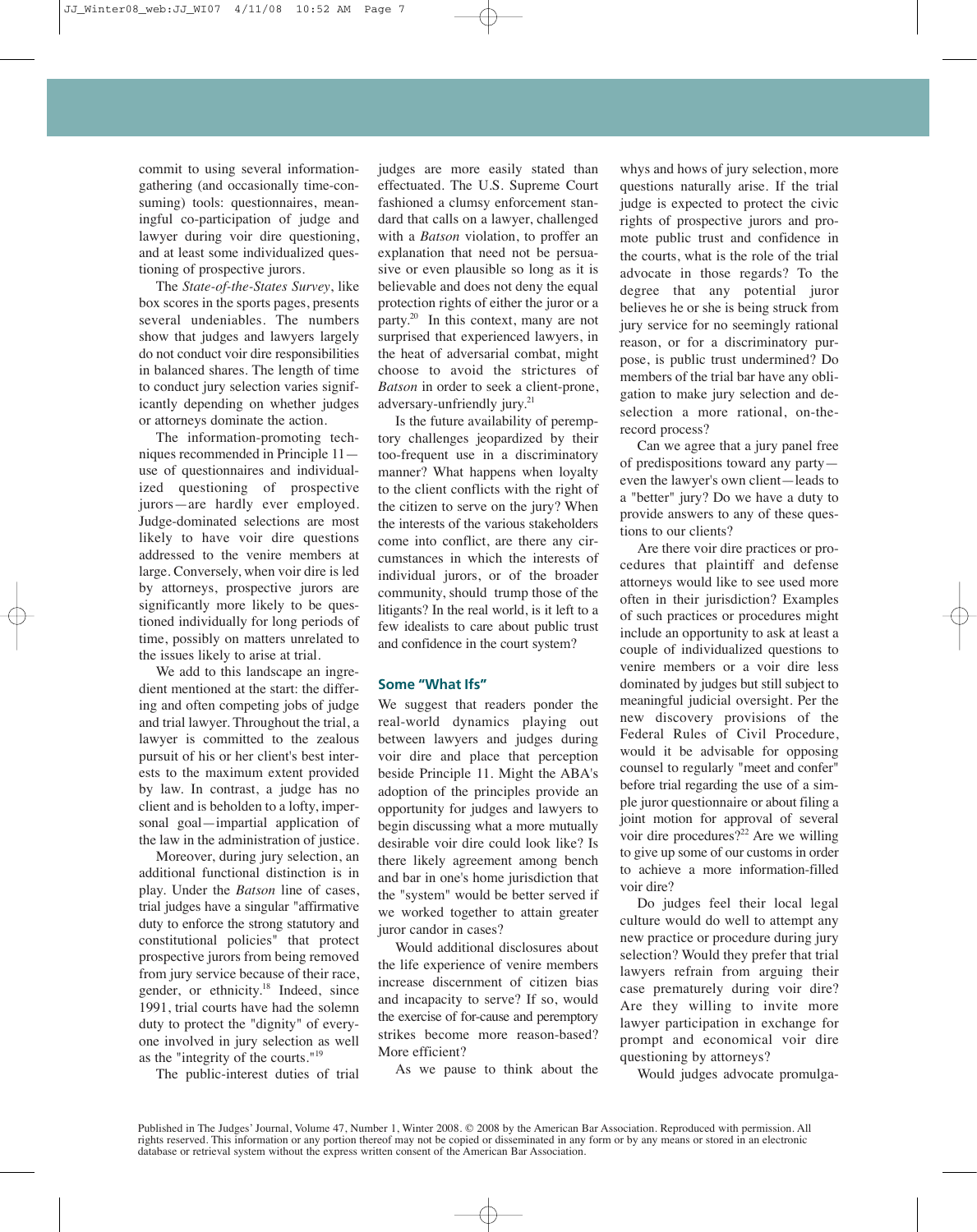commit to using several information-gathering (and occasionally time-consuming) tools: questionnaires, meaningful co-participation of judge and lawyer during voir dire questioning, and at least some individualized questioning of prospective jurors.

The *State-of-the-States Survey*, like box scores in the sports pages, presents several undeniables. The numbers show that judges and lawyers largely do not conduct voir dire responsibilities in balanced shares. The length of time to conduct jury selection varies significantly depending on whether judges or attorneys dominate the action.

The information-promoting techniques recommended in Principle 11—use of questionnaires and individualized questioning of prospective jurors—are hardly ever employed. Judge-dominated selections are most likely to have voir dire questions addressed to the venire members at large. Conversely, when voir dire is led by attorneys, prospective jurors are significantly more likely to be questioned individually for long periods of time, possibly on matters unrelated to the issues likely to arise at trial.

We add to this landscape an ingredient mentioned at the start: the differing and often competing jobs of judge and trial lawyer. Throughout the trial, a lawyer is committed to the zealous pursuit of his or her client's best interests to the maximum extent provided by law. In contrast, a judge has no client and is beholden to a lofty, impersonal goal—impartial application of the law in the administration of justice.

Moreover, during jury selection, an additional functional distinction is in play. Under the *Batson* line of cases, trial judges have a singular "affirmative duty to enforce the strong statutory and constitutional policies" that protect prospective jurors from being removed from jury service because of their race, gender, or ethnicity.[18] Indeed, since 1991, trial courts have had the solemn duty to protect the "dignity" of everyone involved in jury selection as well as the "integrity of the courts."[19]

The public-interest duties of trial judges are more easily stated than effectuated. The U.S. Supreme Court fashioned a clumsy enforcement standard that calls on a lawyer, challenged with a *Batson* violation, to proffer an explanation that need not be persuasive or even plausible so long as it is believable and does not deny the equal protection rights of either the juror or a party.[20] In this context, many are not surprised that experienced lawyers, in the heat of adversarial combat, might choose to avoid the strictures of *Batson* in order to seek a client-prone, adversary-unfriendly jury.[21]

Is the future availability of peremptory challenges jeopardized by their too-frequent use in a discriminatory manner? What happens when loyalty to the client conflicts with the right of the citizen to serve on the jury? When the interests of the various stakeholders come into conflict, are there any circumstances in which the interests of individual jurors, or of the broader community, should trump those of the litigants? In the real world, is it left to a few idealists to care about public trust and confidence in the court system?

## Some "What Ifs"

We suggest that readers ponder the real-world dynamics playing out between lawyers and judges during voir dire and place that perception beside Principle 11. Might the ABA's adoption of the principles provide an opportunity for judges and lawyers to begin discussing what a more mutually desirable voir dire could look like? Is there likely agreement among bench and bar in one's home jurisdiction that the "system" would be better served if we worked together to attain greater juror candor in cases?

Would additional disclosures about the life experience of venire members increase discernment of citizen bias and incapacity to serve? If so, would the exercise of for-cause and peremptory strikes become more reason-based? More efficient?

As we pause to think about the whys and hows of jury selection, more questions naturally arise. If the trial judge is expected to protect the civic rights of prospective jurors and promote public trust and confidence in the courts, what is the role of the trial advocate in those regards? To the degree that any potential juror believes he or she is being struck from jury service for no seemingly rational reason, or for a discriminatory purpose, is public trust undermined? Do members of the trial bar have any obligation to make jury selection and deselection a more rational, on-the-record process?

Can we agree that a jury panel free of predispositions toward any party—even the lawyer's own client—leads to a "better" jury? Do we have a duty to provide answers to any of these questions to our clients?

Are there voir dire practices or procedures that plaintiff and defense attorneys would like to see used more often in their jurisdiction? Examples of such practices or procedures might include an opportunity to ask at least a couple of individualized questions to venire members or a voir dire less dominated by judges but still subject to meaningful judicial oversight. Per the new discovery provisions of the Federal Rules of Civil Procedure, would it be advisable for opposing counsel to regularly "meet and confer" before trial regarding the use of a simple juror questionnaire or about filing a joint motion for approval of several voir dire procedures?[22] Are we willing to give up some of our customs in order to achieve a more information-filled voir dire?

Do judges feel their local legal culture would do well to attempt any new practice or procedure during jury selection? Would they prefer that trial lawyers refrain from arguing their case prematurely during voir dire? Are they willing to invite more lawyer participation in exchange for prompt and economical voir dire questioning by attorneys?

Would judges advocate promulga-

Published in The Judges' Journal, Volume 47, Number 1, Winter 2008. © 2008 by the American Bar Association. Reproduced with permission. All rights reserved. This information or any portion thereof may not be copied or disseminated in any form or by any means or stored in an electronic database or retrieval system without the express written consent of the American Bar Association.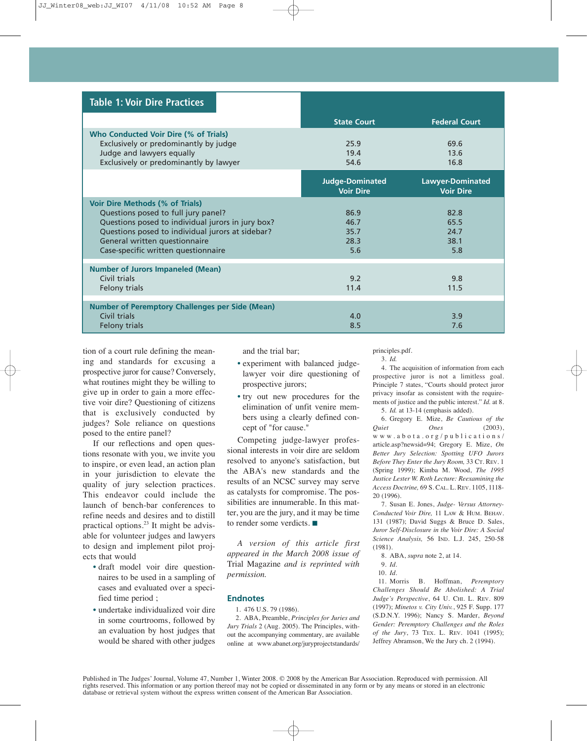## Table 1: Voir Dire Practices

| | State Court | Federal Court |
|---|---|---|
| **Who Conducted Voir Dire (% of Trials)** | | |
| Exclusively or predominantly by judge | 25.9 | 69.6 |
| Judge and lawyers equally | 19.4 | 13.6 |
| Exclusively or predominantly by lawyer | 54.6 | 16.8 |
| | **Judge-Dominated Voir Dire** | **Lawyer-Dominated Voir Dire** |
| **Voir Dire Methods (% of Trials)** | | |
| Questions posed to full jury panel? | 86.9 | 82.8 |
| Questions posed to individual jurors in jury box? | 46.7 | 65.5 |
| Questions posed to individual jurors at sidebar? | 35.7 | 24.7 |
| General written questionnaire | 28.3 | 38.1 |
| Case-specific written questionnaire | 5.6 | 5.8 |
| **Number of Jurors Impaneled (Mean)** | | |
| Civil trials | 9.2 | 9.8 |
| Felony trials | 11.4 | 11.5 |
| **Number of Peremptory Challenges per Side (Mean)** | | |
| Civil trials | 4.0 | 3.9 |
| Felony trials | 8.5 | 7.6 |

tion of a court rule defining the meaning and standards for excusing a prospective juror for cause? Conversely, what routines might they be willing to give up in order to gain a more effective voir dire? Questioning of citizens that is exclusively conducted by judges? Sole reliance on questions posed to the entire panel?

If our reflections and open questions resonate with you, we invite you to inspire, or even lead, an action plan in your jurisdiction to elevate the quality of jury selection practices. This endeavor could include the launch of bench-bar conferences to refine needs and desires and to distill practical options.[23] It might be advisable for volunteer judges and lawyers to design and implement pilot projects that would

- draft model voir dire questionnaires to be used in a sampling of cases and evaluated over a specified time period ;
- undertake individualized voir dire in some courtrooms, followed by an evaluation by host judges that would be shared with other judges and the trial bar;
- experiment with balanced judge-lawyer voir dire questioning of prospective jurors;
- try out new procedures for the elimination of unfit venire members using a clearly defined concept of "for cause."

Competing judge-lawyer professional interests in voir dire are seldom resolved to anyone's satisfaction, but the ABA's new standards and the results of an NCSC survey may serve as catalysts for compromise. The possibilities are innumerable. In this matter, you are the jury, and it may be time to render some verdicts. ■

*A version of this article first appeared in the March 2008 issue of* Trial Magazine *and is reprinted with permission.*

### Endnotes

1. 476 U.S. 79 (1986).

2. ABA, Preamble, *Principles for Juries and Jury Trials* 2 (Aug. 2005). The Principles, without the accompanying commentary, are available online at www.abanet.org/juryprojectstandards/principles.pdf.

3. *Id.*

4. The acquisition of information from each prospective juror is not a limitless goal. Principle 7 states, "Courts should protect juror privacy insofar as consistent with the requirements of justice and the public interest." *Id.* at 8.

5. *Id.* at 13-14 (emphasis added).

6. Gregory E. Mize, *Be Cautious of the Quiet Ones* (2003), www.abota.org/publications/article.asp?newsid=94; Gregory E. Mize, *On Better Jury Selection: Spotting UFO Jurors Before They Enter the Jury Room,* 33 Ct. Rev. 1 (Spring 1999); Kimba M. Wood, *The 1995 Justice Lester W. Roth Lecture: Reexamining the Access Doctrine,* 69 S. Cal. L. Rev. 1105, 1118-20 (1996).

7. Susan E. Jones, *Judge- Versus Attorney-Conducted Voir Dire,* 11 Law & Hum. Behav. 131 (1987); David Suggs & Bruce D. Sales, *Juror Self-Disclosure in the Voir Dire: A Social Science Analysis,* 56 Ind. L.J. 245, 250-58 (1981).

8. ABA, *supra* note 2, at 14.

9. *Id.*

10. *Id.*

11. Morris B. Hoffman, *Peremptory Challenges Should Be Abolished: A Trial Judge's Perspective*, 64 U. Chi. L. Rev. 809 (1997); *Minetos v. City Univ.*, 925 F. Supp. 177 (S.D.N.Y. 1996); Nancy S. Marder, *Beyond Gender: Peremptory Challenges and the Roles of the Jury*, 73 Tex. L. Rev. 1041 (1995); Jeffrey Abramson, We the Jury ch. 2 (1994).

Published in The Judges' Journal, Volume 47, Number 1, Winter 2008. © 2008 by the American Bar Association. Reproduced with permission. All rights reserved. This information or any portion thereof may not be copied or disseminated in any form or by any means or stored in an electronic database or retrieval system without the express written consent of the American Bar Association.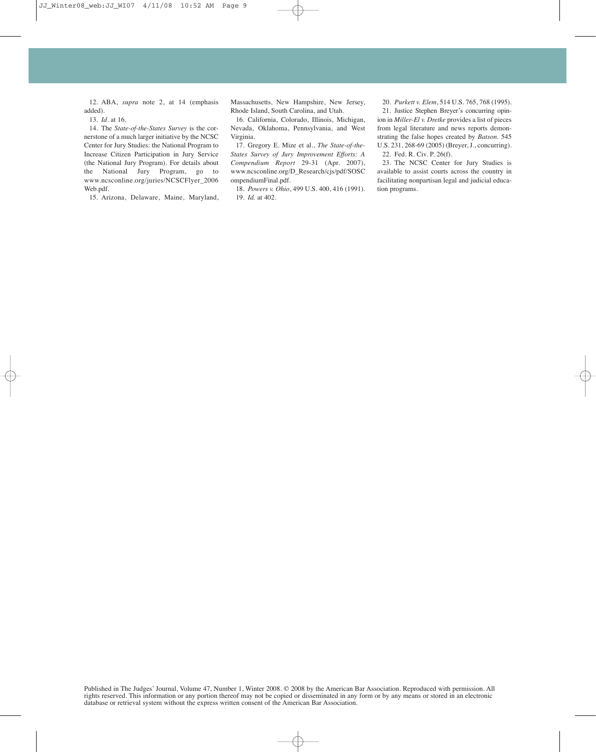12. ABA, *supra* note 2, at 14 (emphasis added).

13. *Id*. at 16.

14. The *State-of-the-States Survey* is the cornerstone of a much larger initiative by the NCSC Center for Jury Studies: the National Program to Increase Citizen Participation in Jury Service (the National Jury Program). For details about the National Jury Program, go to www.ncsconline.org/juries/NCSCFlyer_2006Web.pdf.

15. Arizona, Delaware, Maine, Maryland, Massachusetts, New Hampshire, New Jersey, Rhode Island, South Carolina, and Utah.

16. California, Colorado, Illinois, Michigan, Nevada, Oklahoma, Pennsylvania, and West Virginia.

17. Gregory E. Mize et al., *The State-of-the-States Survey of Jury Improvement Efforts: A Compendium Report* 29-31 (Apr. 2007), www.ncsconline.org/D_Research/cjs/pdf/SOSCompendiumFinal.pdf.

18. *Powers v. Ohio*, 499 U.S. 400, 416 (1991).

19. *Id.* at 402.

20. *Purkett v. Elem*, 514 U.S. 765, 768 (1995).

21. Justice Stephen Breyer's concurring opinion in *Miller-El v. Dretke* provides a list of pieces from legal literature and news reports demonstrating the false hopes created by *Batson.* 545 U.S. 231, 268-69 (2005) (Breyer, J., concurring).

22. Fed. R. Civ. P. 26(f).

23. The NCSC Center for Jury Studies is available to assist courts across the country in facilitating nonpartisan legal and judicial education programs.

Published in The Judges' Journal, Volume 47, Number 1, Winter 2008. © 2008 by the American Bar Association. Reproduced with permission. All rights reserved. This information or any portion thereof may not be copied or disseminated in any form or by any means or stored in an electronic database or retrieval system without the express written consent of the American Bar Association.